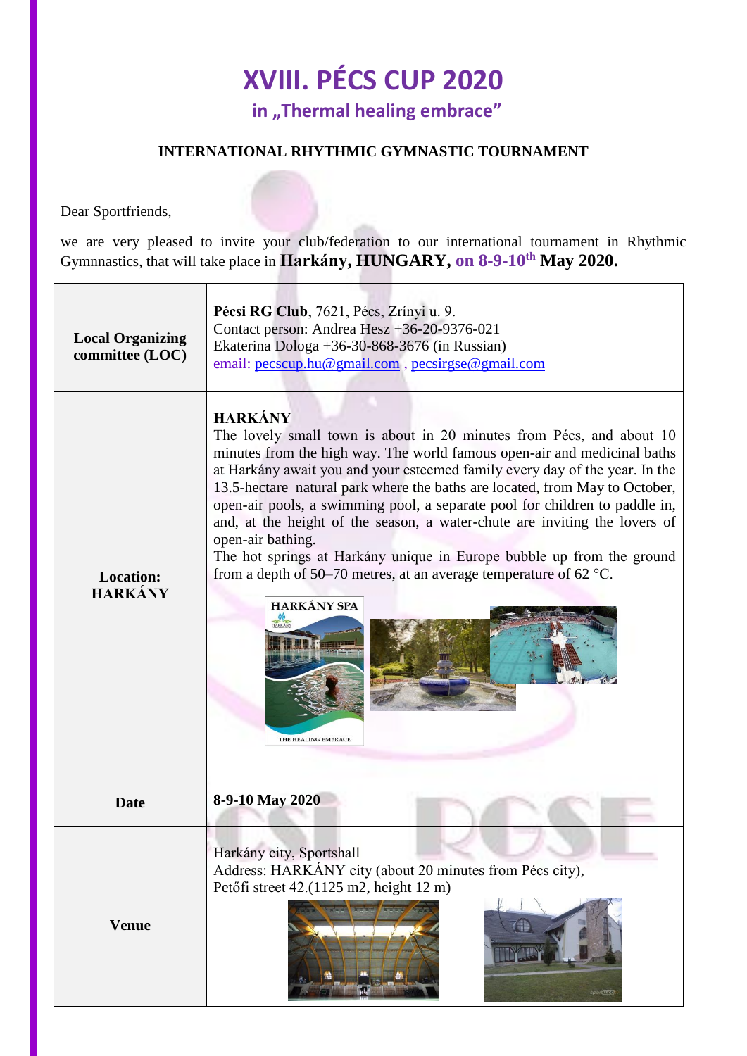# XVIII. PÉCS CUP 2020

## in „Thermal healing embrace”

**INTERNATIONAL RHYTHMIC GYMNASTIC TOURNAMENT**

Dear Sportfriends,

we are very pleased to invite your club/federation to our international tournament in Rhythmic Gymnastics, that will take place in **Harkány, HUNGARY, on 8-9-10th May 2020.**

| | |
|---|---|
| **Local Organizing committee (LOC)** | **Pécsi RG Club**, 7621, Pécs, Zrínyi u. 9.<br>Contact person: Andrea Hesz +36-20-9376-021<br>Ekaterina Dologa +36-30-868-3676 (in Russian)<br>email: pecscup.hu@gmail.com , pecsirgse@gmail.com |
| **Location: HARKÁNY** | **HARKÁNY**<br>The lovely small town is about in 20 minutes from Pécs, and about 10 minutes from the high way. The world famous open-air and medicinal baths at Harkány await you and your esteemed family every day of the year. In the 13.5-hectare natural park where the baths are located, from May to October, open-air pools, a swimming pool, a separate pool for children to paddle in, and, at the height of the season, a water-chute are inviting the lovers of open-air bathing.<br>The hot springs at Harkány unique in Europe bubble up from the ground from a depth of 50–70 metres, at an average temperature of 62 °C. |
| **Date** | **8-9-10 May 2020** |
| **Venue** | Harkány city, Sportshall<br>Address: HARKÁNY city (about 20 minutes from Pécs city), Petőfi street 42.(1125 m2, height 12 m) |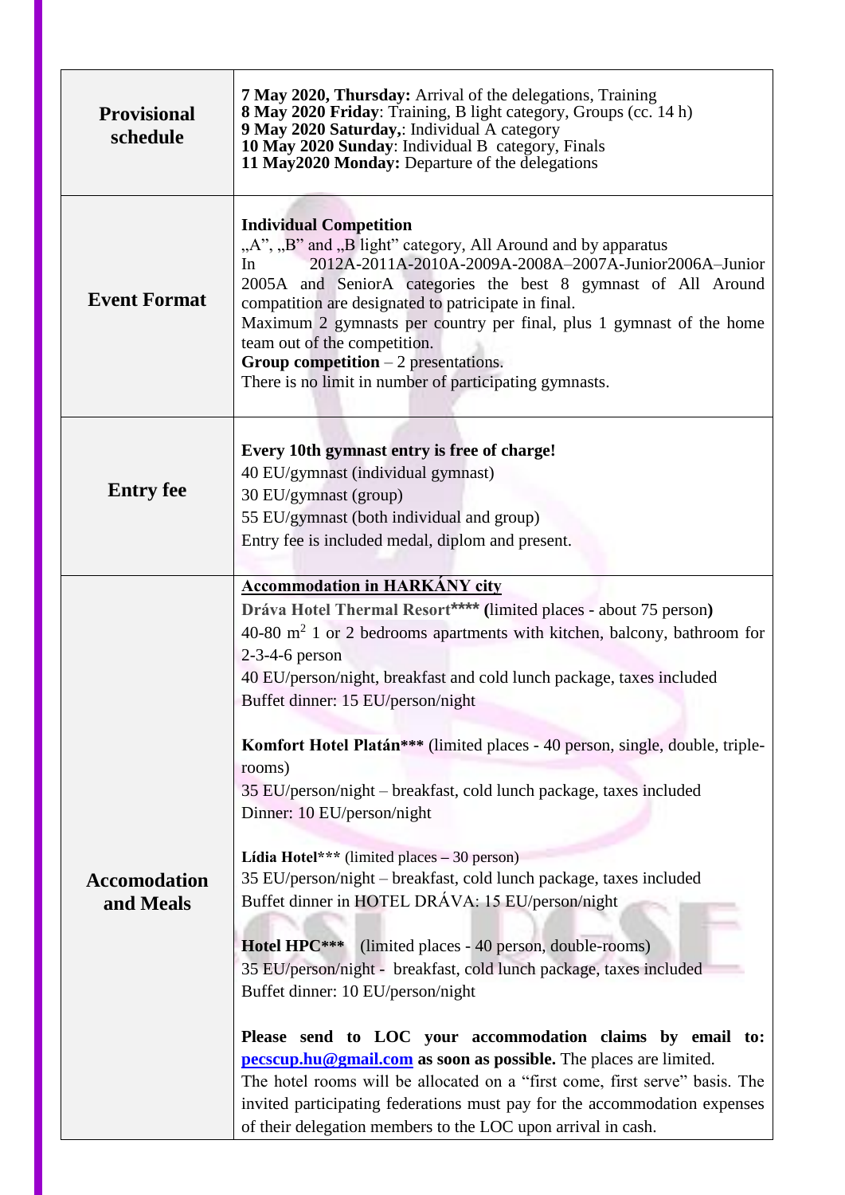| | |
|---|---|
| **Provisional schedule** | **7 May 2020, Thursday:** Arrival of the delegations, Training<br>**8 May 2020 Friday**: Training, B light category, Groups (cc. 14 h)<br>**9 May 2020 Saturday,**: Individual A category<br>**10 May 2020 Sunday**: Individual B category, Finals<br>**11 May2020 Monday:** Departure of the delegations |
| **Event Format** | **Individual Competition**<br>„A", „B" and „B light" category, All Around and by apparatus<br>In 2012A-2011A-2010A-2009A-2008A–2007A-Junior2006A–Junior 2005A and SeniorA categories the best 8 gymnast of All Around compatition are designated to patricipate in final.<br>Maximum 2 gymnasts per country per final, plus 1 gymnast of the home team out of the competition.<br>**Group competition** – 2 presentations.<br>There is no limit in number of participating gymnasts. |
| **Entry fee** | **Every 10th gymnast entry is free of charge!**<br>40 EU/gymnast (individual gymnast)<br>30 EU/gymnast (group)<br>55 EU/gymnast (both individual and group)<br>Entry fee is included medal, diplom and present. |
| **Accomodation and Meals** | **Accommodation in HARKÁNY city**<br>**Dráva Hotel Thermal Resort\*\*\*\* (**limited places - about 75 person**)**<br>40-80 $m^2$ 1 or 2 bedrooms apartments with kitchen, balcony, bathroom for 2-3-4-6 person<br>40 EU/person/night, breakfast and cold lunch package, taxes included<br>Buffet dinner: 15 EU/person/night<br><br>**Komfort Hotel Platán\*\*\*** (limited places - 40 person, single, double, triple-rooms)<br>35 EU/person/night – breakfast, cold lunch package, taxes included<br>Dinner: 10 EU/person/night<br><br>**Lídia Hotel\*\*\*** (limited places – 30 person)<br>35 EU/person/night – breakfast, cold lunch package, taxes included<br>Buffet dinner in HOTEL DRÁVA: 15 EU/person/night<br><br>**Hotel HPC\*\*\*** (limited places - 40 person, double-rooms)<br>35 EU/person/night - breakfast, cold lunch package, taxes included<br>Buffet dinner: 10 EU/person/night<br><br>**Please send to LOC your accommodation claims by email to: pecscup.hu@gmail.com as soon as possible.** The places are limited.<br>The hotel rooms will be allocated on a "first come, first serve" basis. The invited participating federations must pay for the accommodation expenses of their delegation members to the LOC upon arrival in cash. |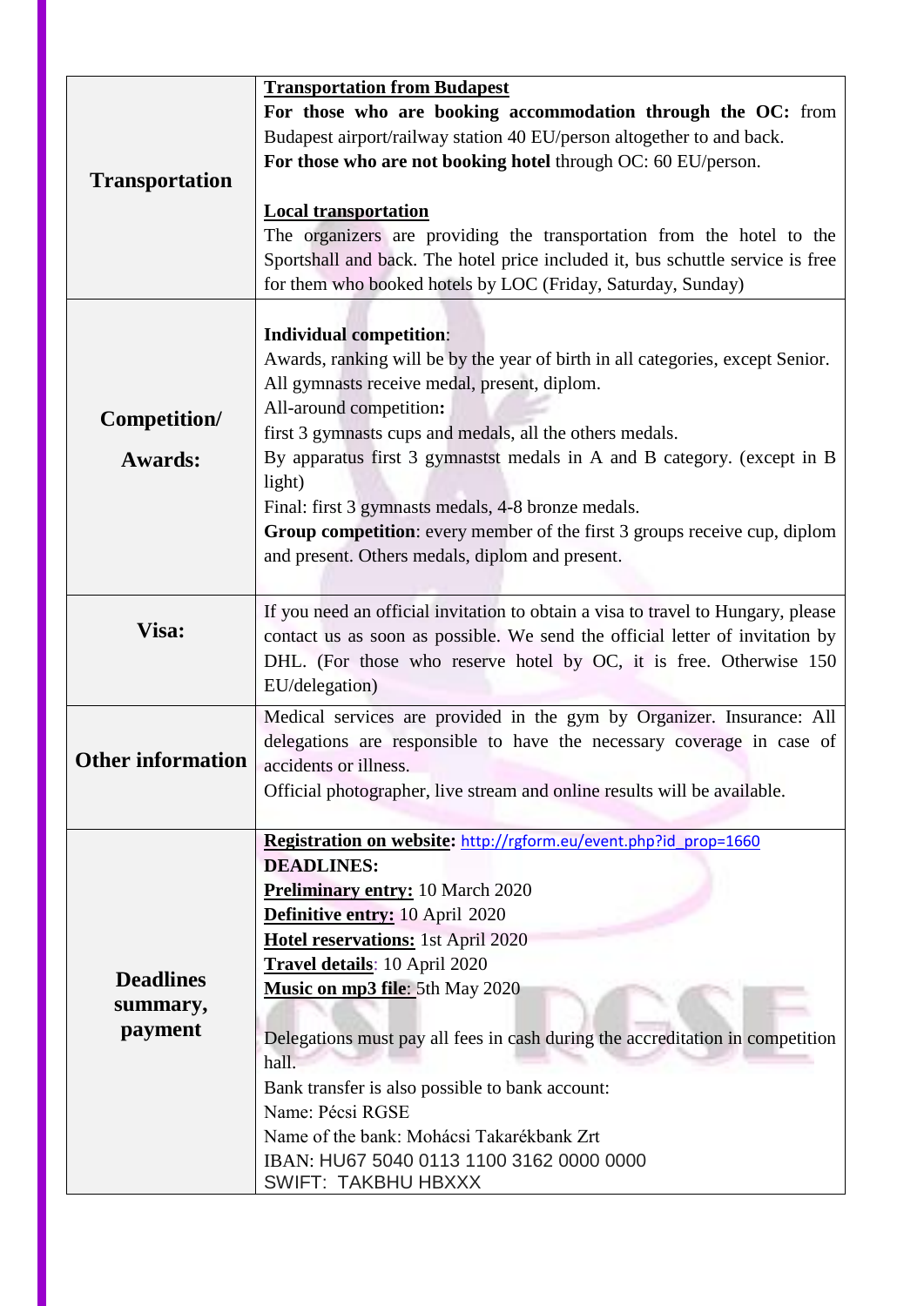| | |
|---|---|
| **Transportation** | **Transportation from Budapest**<br>**For those who are booking accommodation through the OC:** from Budapest airport/railway station 40 EU/person altogether to and back.<br>**For those who are not booking hotel** through OC: 60 EU/person.<br><br>**Local transportation**<br>The organizers are providing the transportation from the hotel to the Sportshall and back. The hotel price included it, bus schuttle service is free for them who booked hotels by LOC (Friday, Saturday, Sunday) |
| **Competition/ Awards:** | **Individual competition**:<br>Awards, ranking will be by the year of birth in all categories, except Senior.<br>All gymnasts receive medal, present, diplom.<br>All-around competition**:**<br>first 3 gymnasts cups and medals, all the others medals.<br>By apparatus first 3 gymnastst medals in A and B category. (except in B light)<br>Final: first 3 gymnasts medals, 4-8 bronze medals.<br>**Group competition**: every member of the first 3 groups receive cup, diplom and present. Others medals, diplom and present. |
| **Visa:** | If you need an official invitation to obtain a visa to travel to Hungary, please contact us as soon as possible. We send the official letter of invitation by DHL. (For those who reserve hotel by OC, it is free. Otherwise 150 EU/delegation) |
| **Other information** | Medical services are provided in the gym by Organizer. Insurance: All delegations are responsible to have the necessary coverage in case of accidents or illness.<br>Official photographer, live stream and online results will be available. |
| **Deadlines summary, payment** | **Registration on website:** http://rgform.eu/event.php?id_prop=1660<br>**DEADLINES:**<br>**Preliminary entry:** 10 March 2020<br>**Definitive entry:** 10 April 2020<br>**Hotel reservations:** 1st April 2020<br>**Travel details**: 10 April 2020<br>**Music on mp3 file**: 5th May 2020<br><br>Delegations must pay all fees in cash during the accreditation in competition hall.<br>Bank transfer is also possible to bank account:<br>Name: Pécsi RGSE<br>Name of the bank: Mohácsi Takarékbank Zrt<br>IBAN: HU67 5040 0113 1100 3162 0000 0000<br>SWIFT: TAKBHU HBXXX |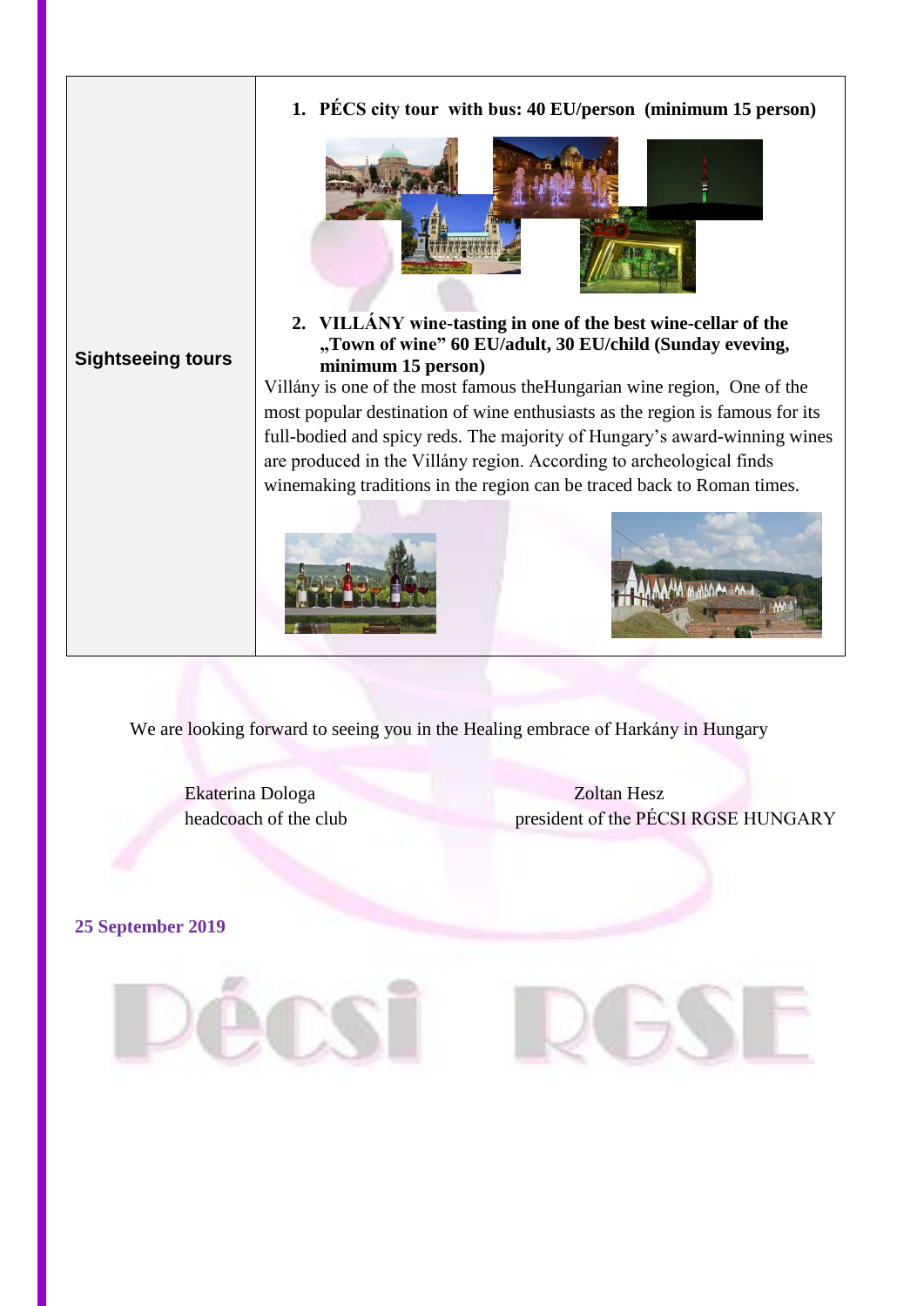| | |
|---|---|
| **Sightseeing tours** | 1. **PÉCS city tour with bus: 40 EU/person (minimum 15 person)**<br><br>2. **VILLÁNY wine-tasting in one of the best wine-cellar of the „Town of wine" 60 EU/adult, 30 EU/child (Sunday eveving, minimum 15 person)**<br>Villány is one of the most famous theHungarian wine region, One of the most popular destination of wine enthusiasts as the region is famous for its full-bodied and spicy reds. The majority of Hungary's award-winning wines are produced in the Villány region. According to archeological finds winemaking traditions in the region can be traced back to Roman times. |

We are looking forward to seeing you in the Healing embrace of Harkány in Hungary

Ekaterina Dologa
headcoach of the club

Zoltan Hesz
president of the PÉCSI RGSE HUNGARY

**25 September 2019**

Pécsi RGSE